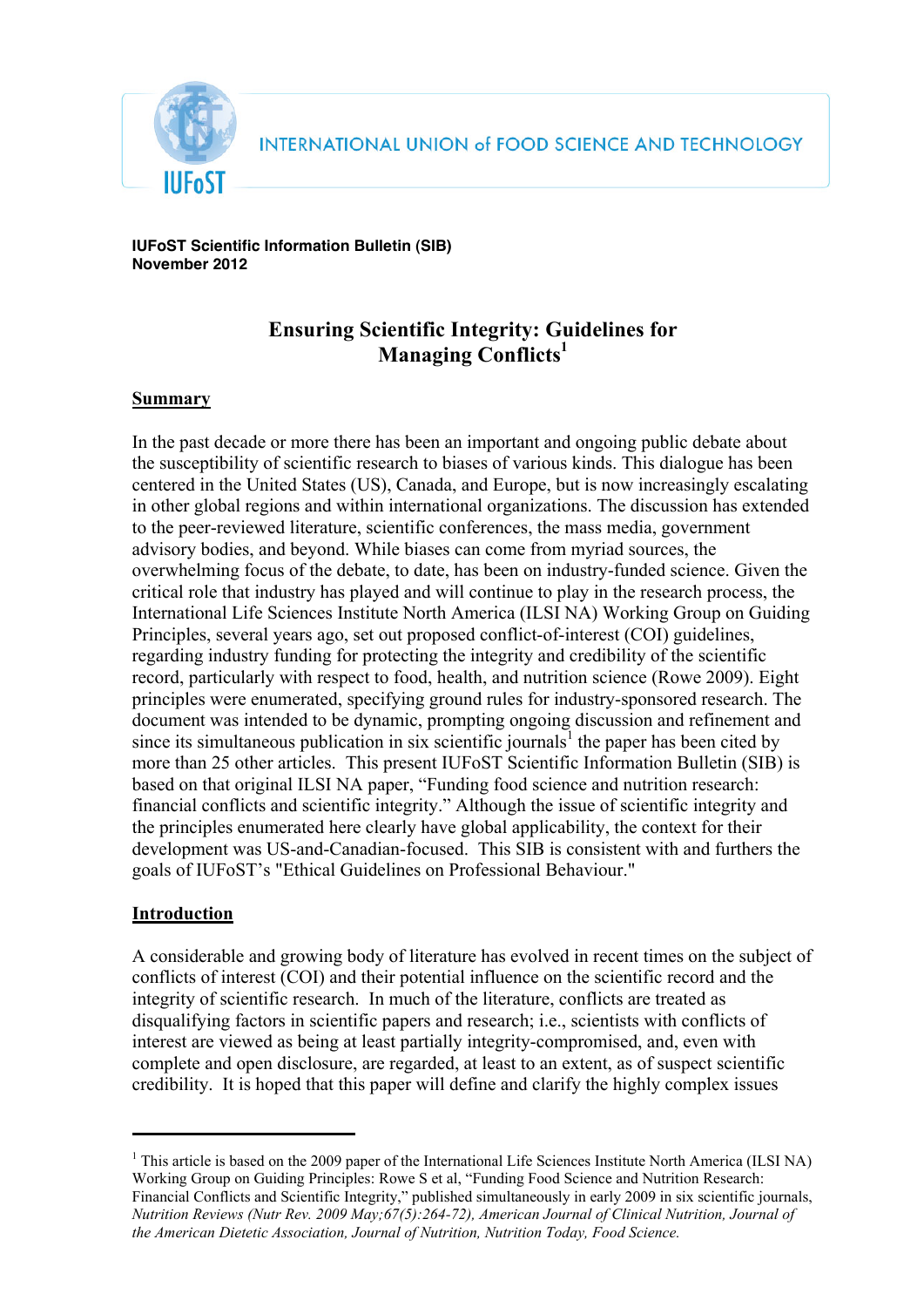INTERNATIONAL UNION of FOOD SCIENCE AND TECHNOLOGY

IUFoST

**IUFoST Scientific Information Bulletin (SIB)**
**November 2012**

# Ensuring Scientific Integrity: Guidelines for Managing Conflicts[1]

## Summary

In the past decade or more there has been an important and ongoing public debate about the susceptibility of scientific research to biases of various kinds. This dialogue has been centered in the United States (US), Canada, and Europe, but is now increasingly escalating in other global regions and within international organizations. The discussion has extended to the peer-reviewed literature, scientific conferences, the mass media, government advisory bodies, and beyond. While biases can come from myriad sources, the overwhelming focus of the debate, to date, has been on industry-funded science. Given the critical role that industry has played and will continue to play in the research process, the International Life Sciences Institute North America (ILSI NA) Working Group on Guiding Principles, several years ago, set out proposed conflict-of-interest (COI) guidelines, regarding industry funding for protecting the integrity and credibility of the scientific record, particularly with respect to food, health, and nutrition science (Rowe 2009). Eight principles were enumerated, specifying ground rules for industry-sponsored research. The document was intended to be dynamic, prompting ongoing discussion and refinement and since its simultaneous publication in six scientific journals[1] the paper has been cited by more than 25 other articles. This present IUFoST Scientific Information Bulletin (SIB) is based on that original ILSI NA paper, "Funding food science and nutrition research: financial conflicts and scientific integrity." Although the issue of scientific integrity and the principles enumerated here clearly have global applicability, the context for their development was US-and-Canadian-focused. This SIB is consistent with and furthers the goals of IUFoST's "Ethical Guidelines on Professional Behaviour."

## Introduction

A considerable and growing body of literature has evolved in recent times on the subject of conflicts of interest (COI) and their potential influence on the scientific record and the integrity of scientific research. In much of the literature, conflicts are treated as disqualifying factors in scientific papers and research; i.e., scientists with conflicts of interest are viewed as being at least partially integrity-compromised, and, even with complete and open disclosure, are regarded, at least to an extent, as of suspect scientific credibility. It is hoped that this paper will define and clarify the highly complex issues

---

[1] This article is based on the 2009 paper of the International Life Sciences Institute North America (ILSI NA) Working Group on Guiding Principles: Rowe S et al, "Funding Food Science and Nutrition Research: Financial Conflicts and Scientific Integrity," published simultaneously in early 2009 in six scientific journals, *Nutrition Reviews (Nutr Rev. 2009 May;67(5):264-72), American Journal of Clinical Nutrition, Journal of the American Dietetic Association, Journal of Nutrition, Nutrition Today, Food Science.*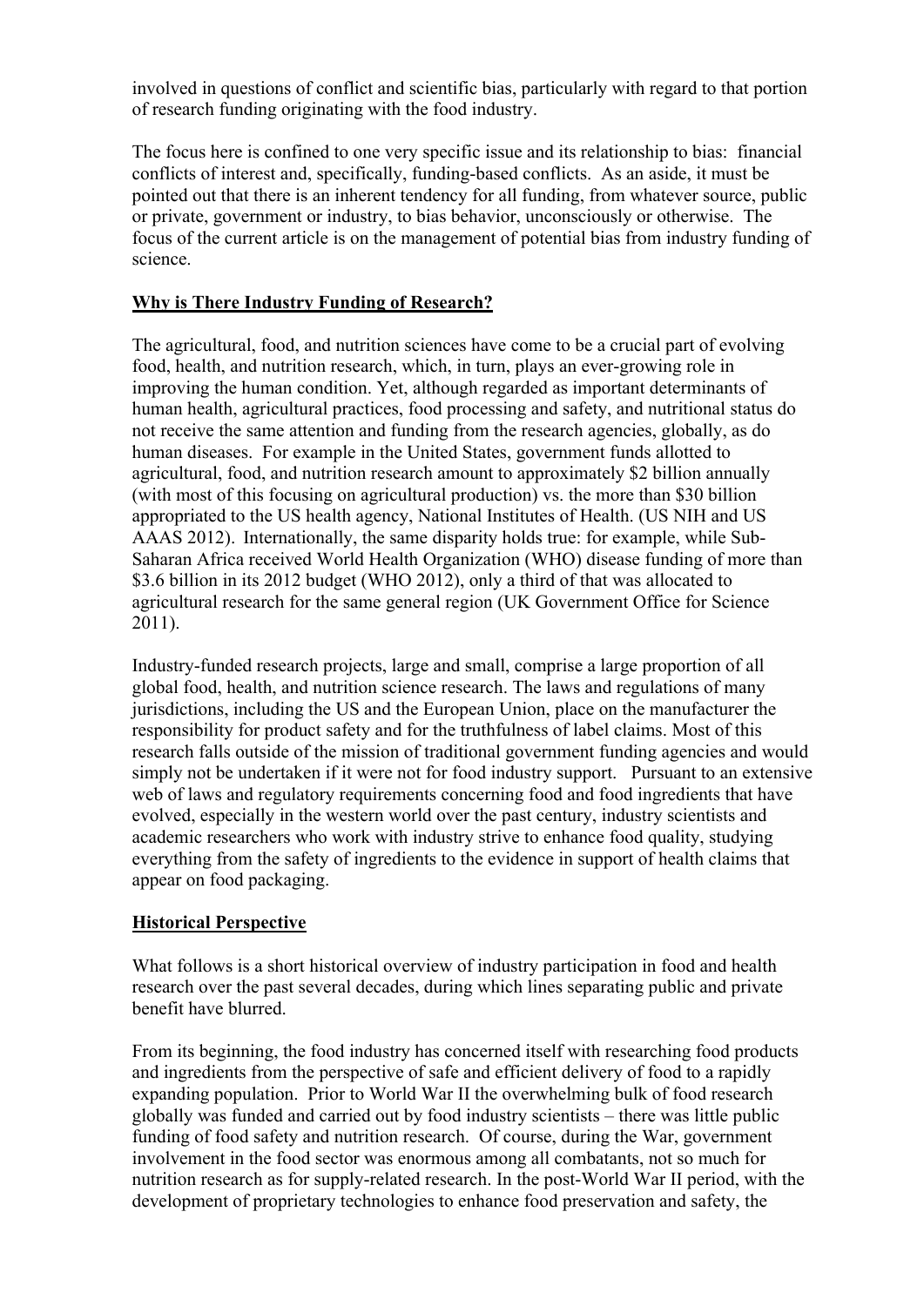involved in questions of conflict and scientific bias, particularly with regard to that portion of research funding originating with the food industry.

The focus here is confined to one very specific issue and its relationship to bias: financial conflicts of interest and, specifically, funding-based conflicts. As an aside, it must be pointed out that there is an inherent tendency for all funding, from whatever source, public or private, government or industry, to bias behavior, unconsciously or otherwise. The focus of the current article is on the management of potential bias from industry funding of science.

## Why is There Industry Funding of Research?

The agricultural, food, and nutrition sciences have come to be a crucial part of evolving food, health, and nutrition research, which, in turn, plays an ever-growing role in improving the human condition. Yet, although regarded as important determinants of human health, agricultural practices, food processing and safety, and nutritional status do not receive the same attention and funding from the research agencies, globally, as do human diseases. For example in the United States, government funds allotted to agricultural, food, and nutrition research amount to approximately $2 billion annually (with most of this focusing on agricultural production) vs. the more than $30 billion appropriated to the US health agency, National Institutes of Health. (US NIH and US AAAS 2012). Internationally, the same disparity holds true: for example, while Sub-Saharan Africa received World Health Organization (WHO) disease funding of more than $3.6 billion in its 2012 budget (WHO 2012), only a third of that was allocated to agricultural research for the same general region (UK Government Office for Science 2011).

Industry-funded research projects, large and small, comprise a large proportion of all global food, health, and nutrition science research. The laws and regulations of many jurisdictions, including the US and the European Union, place on the manufacturer the responsibility for product safety and for the truthfulness of label claims. Most of this research falls outside of the mission of traditional government funding agencies and would simply not be undertaken if it were not for food industry support. Pursuant to an extensive web of laws and regulatory requirements concerning food and food ingredients that have evolved, especially in the western world over the past century, industry scientists and academic researchers who work with industry strive to enhance food quality, studying everything from the safety of ingredients to the evidence in support of health claims that appear on food packaging.

## Historical Perspective

What follows is a short historical overview of industry participation in food and health research over the past several decades, during which lines separating public and private benefit have blurred.

From its beginning, the food industry has concerned itself with researching food products and ingredients from the perspective of safe and efficient delivery of food to a rapidly expanding population. Prior to World War II the overwhelming bulk of food research globally was funded and carried out by food industry scientists – there was little public funding of food safety and nutrition research. Of course, during the War, government involvement in the food sector was enormous among all combatants, not so much for nutrition research as for supply-related research. In the post-World War II period, with the development of proprietary technologies to enhance food preservation and safety, the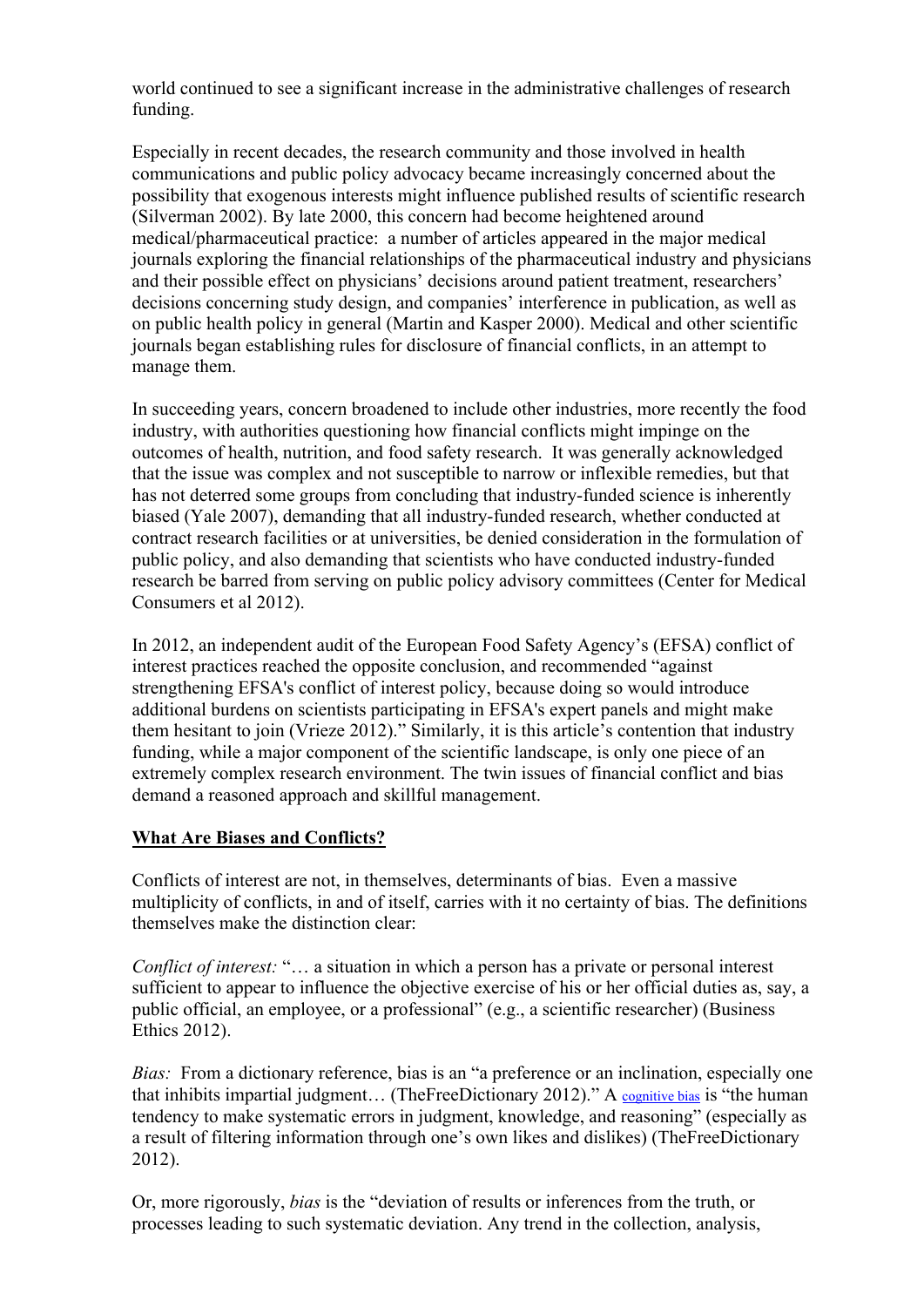world continued to see a significant increase in the administrative challenges of research funding.

Especially in recent decades, the research community and those involved in health communications and public policy advocacy became increasingly concerned about the possibility that exogenous interests might influence published results of scientific research (Silverman 2002). By late 2000, this concern had become heightened around medical/pharmaceutical practice: a number of articles appeared in the major medical journals exploring the financial relationships of the pharmaceutical industry and physicians and their possible effect on physicians' decisions around patient treatment, researchers' decisions concerning study design, and companies' interference in publication, as well as on public health policy in general (Martin and Kasper 2000). Medical and other scientific journals began establishing rules for disclosure of financial conflicts, in an attempt to manage them.

In succeeding years, concern broadened to include other industries, more recently the food industry, with authorities questioning how financial conflicts might impinge on the outcomes of health, nutrition, and food safety research. It was generally acknowledged that the issue was complex and not susceptible to narrow or inflexible remedies, but that has not deterred some groups from concluding that industry-funded science is inherently biased (Yale 2007), demanding that all industry-funded research, whether conducted at contract research facilities or at universities, be denied consideration in the formulation of public policy, and also demanding that scientists who have conducted industry-funded research be barred from serving on public policy advisory committees (Center for Medical Consumers et al 2012).

In 2012, an independent audit of the European Food Safety Agency's (EFSA) conflict of interest practices reached the opposite conclusion, and recommended "against strengthening EFSA's conflict of interest policy, because doing so would introduce additional burdens on scientists participating in EFSA's expert panels and might make them hesitant to join (Vrieze 2012)." Similarly, it is this article's contention that industry funding, while a major component of the scientific landscape, is only one piece of an extremely complex research environment. The twin issues of financial conflict and bias demand a reasoned approach and skillful management.

## **What Are Biases and Conflicts?**

Conflicts of interest are not, in themselves, determinants of bias. Even a massive multiplicity of conflicts, in and of itself, carries with it no certainty of bias. The definitions themselves make the distinction clear:

*Conflict of interest:* "… a situation in which a person has a private or personal interest sufficient to appear to influence the objective exercise of his or her official duties as, say, a public official, an employee, or a professional" (e.g., a scientific researcher) (Business Ethics 2012).

*Bias:* From a dictionary reference, bias is an "a preference or an inclination, especially one that inhibits impartial judgment… (TheFreeDictionary 2012)." A cognitive bias is "the human tendency to make systematic errors in judgment, knowledge, and reasoning" (especially as a result of filtering information through one's own likes and dislikes) (TheFreeDictionary 2012).

Or, more rigorously, *bias* is the "deviation of results or inferences from the truth, or processes leading to such systematic deviation. Any trend in the collection, analysis,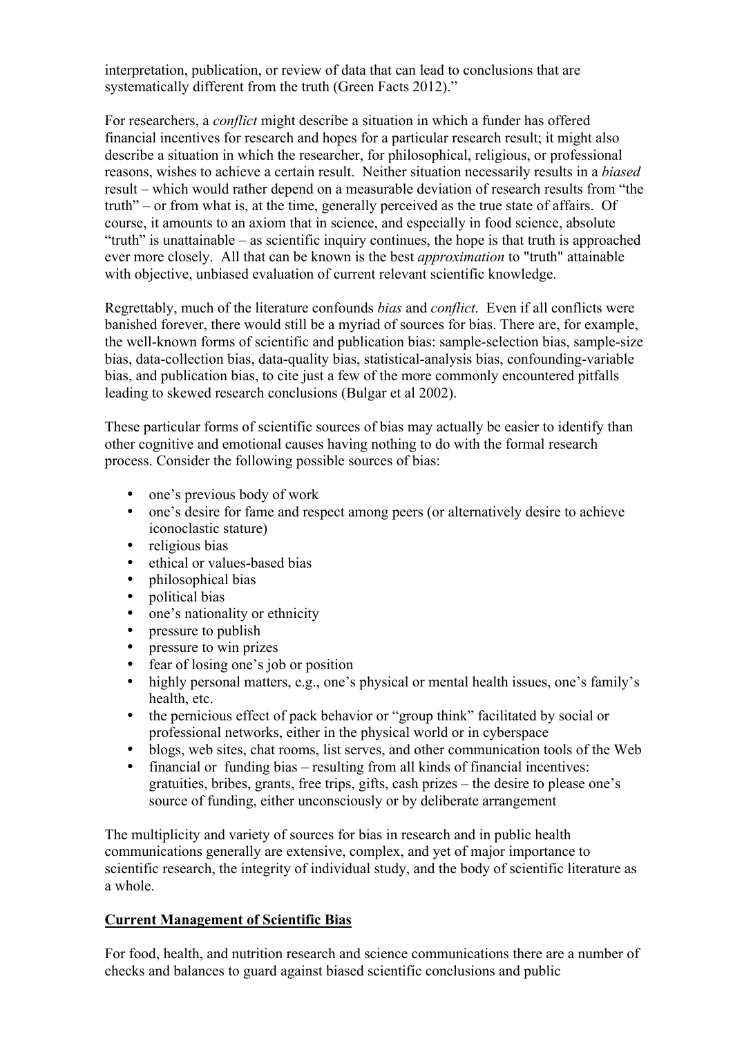interpretation, publication, or review of data that can lead to conclusions that are systematically different from the truth (Green Facts 2012)."

For researchers, a *conflict* might describe a situation in which a funder has offered financial incentives for research and hopes for a particular research result; it might also describe a situation in which the researcher, for philosophical, religious, or professional reasons, wishes to achieve a certain result. Neither situation necessarily results in a *biased* result – which would rather depend on a measurable deviation of research results from "the truth" – or from what is, at the time, generally perceived as the true state of affairs. Of course, it amounts to an axiom that in science, and especially in food science, absolute "truth" is unattainable – as scientific inquiry continues, the hope is that truth is approached ever more closely. All that can be known is the best *approximation* to "truth" attainable with objective, unbiased evaluation of current relevant scientific knowledge.

Regrettably, much of the literature confounds *bias* and *conflict*. Even if all conflicts were banished forever, there would still be a myriad of sources for bias. There are, for example, the well-known forms of scientific and publication bias: sample-selection bias, sample-size bias, data-collection bias, data-quality bias, statistical-analysis bias, confounding-variable bias, and publication bias, to cite just a few of the more commonly encountered pitfalls leading to skewed research conclusions (Bulgar et al 2002).

These particular forms of scientific sources of bias may actually be easier to identify than other cognitive and emotional causes having nothing to do with the formal research process. Consider the following possible sources of bias:

- one's previous body of work
- one's desire for fame and respect among peers (or alternatively desire to achieve iconoclastic stature)
- religious bias
- ethical or values-based bias
- philosophical bias
- political bias
- one's nationality or ethnicity
- pressure to publish
- pressure to win prizes
- fear of losing one's job or position
- highly personal matters, e.g., one's physical or mental health issues, one's family's health, etc.
- the pernicious effect of pack behavior or "group think" facilitated by social or professional networks, either in the physical world or in cyberspace
- blogs, web sites, chat rooms, list serves, and other communication tools of the Web
- financial or funding bias – resulting from all kinds of financial incentives: gratuities, bribes, grants, free trips, gifts, cash prizes – the desire to please one's source of funding, either unconsciously or by deliberate arrangement

The multiplicity and variety of sources for bias in research and in public health communications generally are extensive, complex, and yet of major importance to scientific research, the integrity of individual study, and the body of scientific literature as a whole.

## Current Management of Scientific Bias

For food, health, and nutrition research and science communications there are a number of checks and balances to guard against biased scientific conclusions and public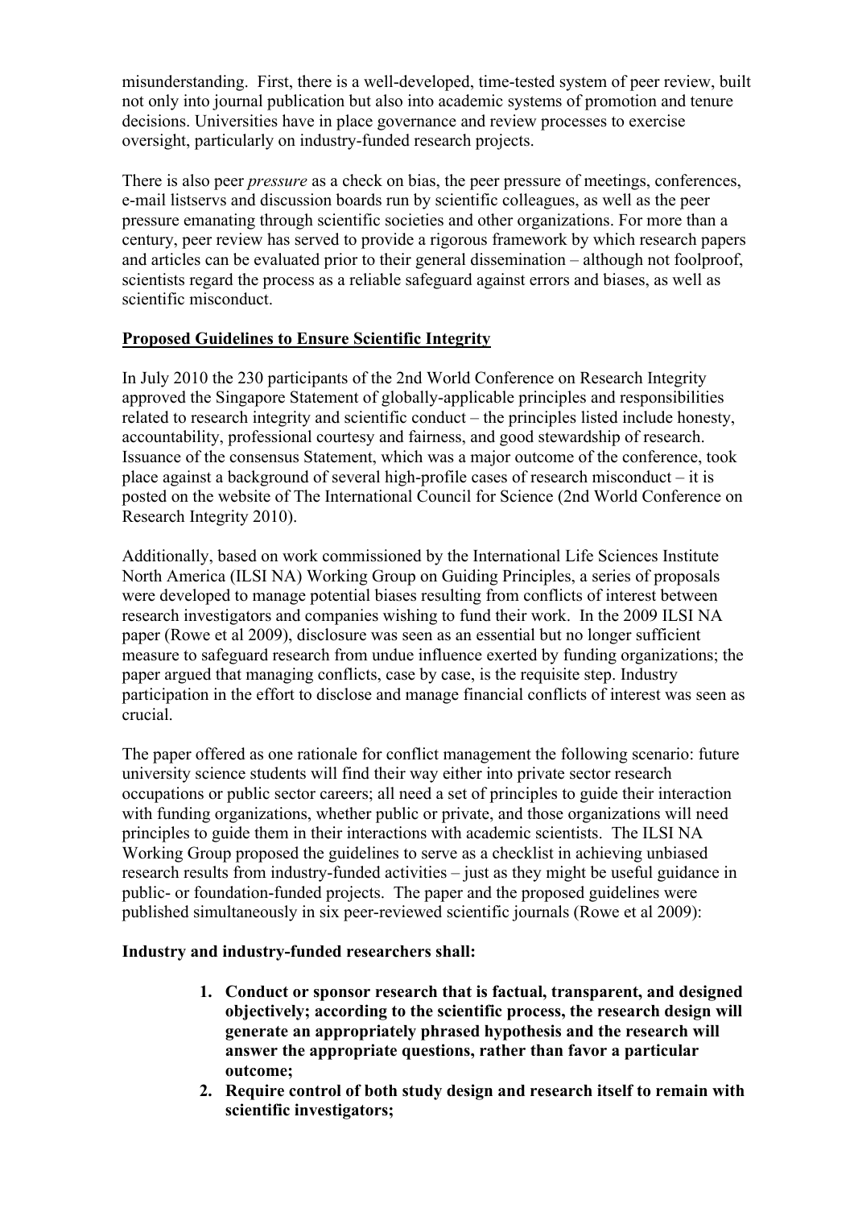misunderstanding. First, there is a well-developed, time-tested system of peer review, built not only into journal publication but also into academic systems of promotion and tenure decisions. Universities have in place governance and review processes to exercise oversight, particularly on industry-funded research projects.

There is also peer *pressure* as a check on bias, the peer pressure of meetings, conferences, e-mail listservs and discussion boards run by scientific colleagues, as well as the peer pressure emanating through scientific societies and other organizations. For more than a century, peer review has served to provide a rigorous framework by which research papers and articles can be evaluated prior to their general dissemination – although not foolproof, scientists regard the process as a reliable safeguard against errors and biases, as well as scientific misconduct.

**Proposed Guidelines to Ensure Scientific Integrity**

In July 2010 the 230 participants of the 2nd World Conference on Research Integrity approved the Singapore Statement of globally-applicable principles and responsibilities related to research integrity and scientific conduct – the principles listed include honesty, accountability, professional courtesy and fairness, and good stewardship of research. Issuance of the consensus Statement, which was a major outcome of the conference, took place against a background of several high-profile cases of research misconduct – it is posted on the website of The International Council for Science (2nd World Conference on Research Integrity 2010).

Additionally, based on work commissioned by the International Life Sciences Institute North America (ILSI NA) Working Group on Guiding Principles, a series of proposals were developed to manage potential biases resulting from conflicts of interest between research investigators and companies wishing to fund their work. In the 2009 ILSI NA paper (Rowe et al 2009), disclosure was seen as an essential but no longer sufficient measure to safeguard research from undue influence exerted by funding organizations; the paper argued that managing conflicts, case by case, is the requisite step. Industry participation in the effort to disclose and manage financial conflicts of interest was seen as crucial.

The paper offered as one rationale for conflict management the following scenario: future university science students will find their way either into private sector research occupations or public sector careers; all need a set of principles to guide their interaction with funding organizations, whether public or private, and those organizations will need principles to guide them in their interactions with academic scientists. The ILSI NA Working Group proposed the guidelines to serve as a checklist in achieving unbiased research results from industry-funded activities – just as they might be useful guidance in public- or foundation-funded projects. The paper and the proposed guidelines were published simultaneously in six peer-reviewed scientific journals (Rowe et al 2009):

**Industry and industry-funded researchers shall:**

1. **Conduct or sponsor research that is factual, transparent, and designed objectively; according to the scientific process, the research design will generate an appropriately phrased hypothesis and the research will answer the appropriate questions, rather than favor a particular outcome;**
2. **Require control of both study design and research itself to remain with scientific investigators;**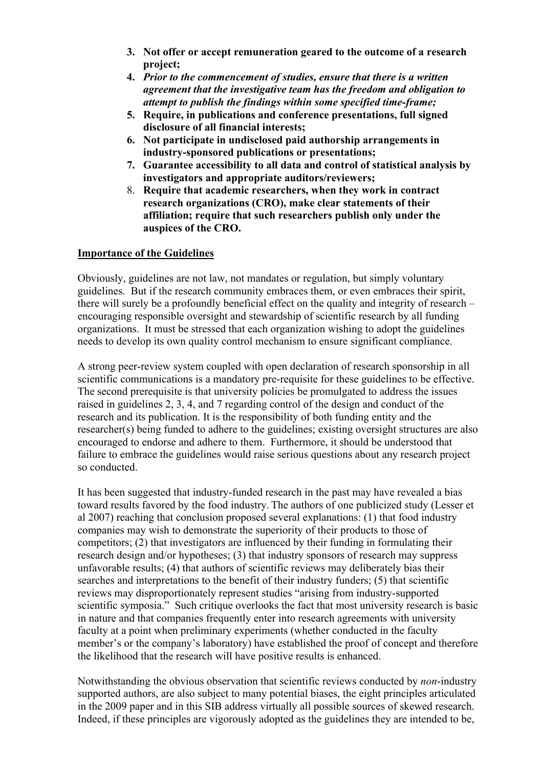3. **Not offer or accept remuneration geared to the outcome of a research project;**
4. ***Prior to the commencement of studies, ensure that there is a written agreement that the investigative team has the freedom and obligation to attempt to publish the findings within some specified time-frame;***
5. **Require, in publications and conference presentations, full signed disclosure of all financial interests;**
6. **Not participate in undisclosed paid authorship arrangements in industry-sponsored publications or presentations;**
7. **Guarantee accessibility to all data and control of statistical analysis by investigators and appropriate auditors/reviewers;**
8. **Require that academic researchers, when they work in contract research organizations (CRO), make clear statements of their affiliation; require that such researchers publish only under the auspices of the CRO.**

**Importance of the Guidelines**

Obviously, guidelines are not law, not mandates or regulation, but simply voluntary guidelines. But if the research community embraces them, or even embraces their spirit, there will surely be a profoundly beneficial effect on the quality and integrity of research – encouraging responsible oversight and stewardship of scientific research by all funding organizations. It must be stressed that each organization wishing to adopt the guidelines needs to develop its own quality control mechanism to ensure significant compliance.

A strong peer-review system coupled with open declaration of research sponsorship in all scientific communications is a mandatory pre-requisite for these guidelines to be effective. The second prerequisite is that university policies be promulgated to address the issues raised in guidelines 2, 3, 4, and 7 regarding control of the design and conduct of the research and its publication. It is the responsibility of both funding entity and the researcher(s) being funded to adhere to the guidelines; existing oversight structures are also encouraged to endorse and adhere to them. Furthermore, it should be understood that failure to embrace the guidelines would raise serious questions about any research project so conducted.

It has been suggested that industry-funded research in the past may have revealed a bias toward results favored by the food industry. The authors of one publicized study (Lesser et al 2007) reaching that conclusion proposed several explanations: (1) that food industry companies may wish to demonstrate the superiority of their products to those of competitors; (2) that investigators are influenced by their funding in formulating their research design and/or hypotheses; (3) that industry sponsors of research may suppress unfavorable results; (4) that authors of scientific reviews may deliberately bias their searches and interpretations to the benefit of their industry funders; (5) that scientific reviews may disproportionately represent studies "arising from industry-supported scientific symposia." Such critique overlooks the fact that most university research is basic in nature and that companies frequently enter into research agreements with university faculty at a point when preliminary experiments (whether conducted in the faculty member's or the company's laboratory) have established the proof of concept and therefore the likelihood that the research will have positive results is enhanced.

Notwithstanding the obvious observation that scientific reviews conducted by *non*-industry supported authors, are also subject to many potential biases, the eight principles articulated in the 2009 paper and in this SIB address virtually all possible sources of skewed research. Indeed, if these principles are vigorously adopted as the guidelines they are intended to be,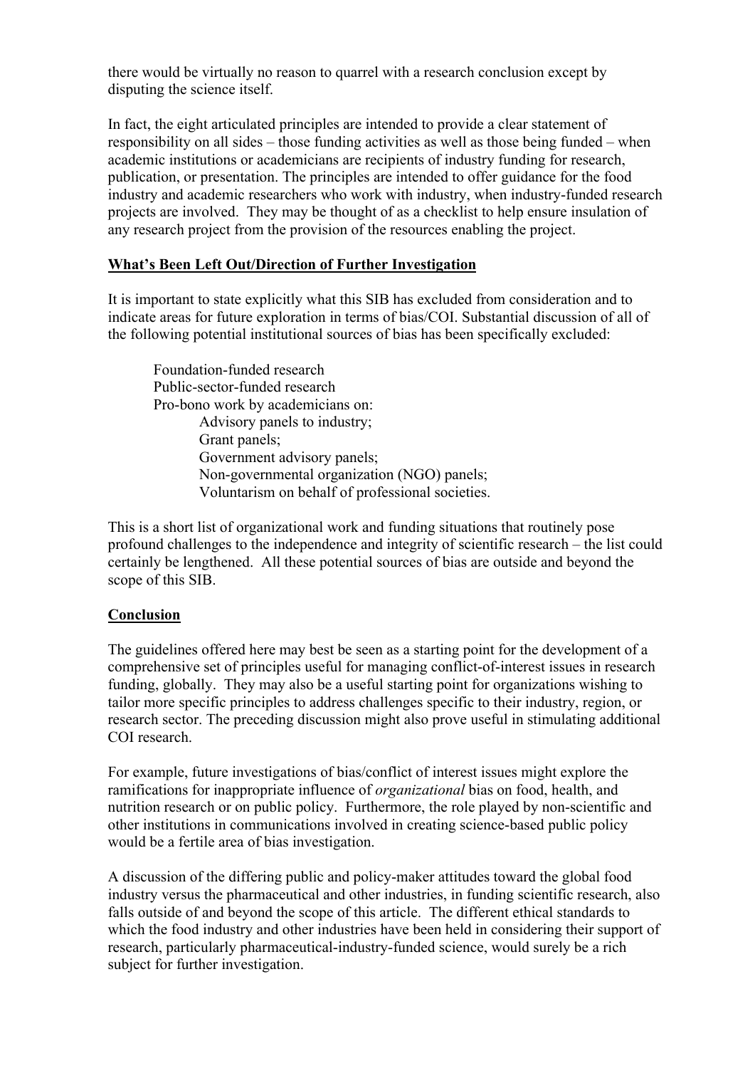there would be virtually no reason to quarrel with a research conclusion except by disputing the science itself.

In fact, the eight articulated principles are intended to provide a clear statement of responsibility on all sides – those funding activities as well as those being funded – when academic institutions or academicians are recipients of industry funding for research, publication, or presentation. The principles are intended to offer guidance for the food industry and academic researchers who work with industry, when industry-funded research projects are involved. They may be thought of as a checklist to help ensure insulation of any research project from the provision of the resources enabling the project.

## What's Been Left Out/Direction of Further Investigation

It is important to state explicitly what this SIB has excluded from consideration and to indicate areas for future exploration in terms of bias/COI. Substantial discussion of all of the following potential institutional sources of bias has been specifically excluded:

- Foundation-funded research
- Public-sector-funded research
- Pro-bono work by academicians on:
    - Advisory panels to industry;
    - Grant panels;
    - Government advisory panels;
    - Non-governmental organization (NGO) panels;
    - Voluntarism on behalf of professional societies.

This is a short list of organizational work and funding situations that routinely pose profound challenges to the independence and integrity of scientific research – the list could certainly be lengthened. All these potential sources of bias are outside and beyond the scope of this SIB.

## Conclusion

The guidelines offered here may best be seen as a starting point for the development of a comprehensive set of principles useful for managing conflict-of-interest issues in research funding, globally. They may also be a useful starting point for organizations wishing to tailor more specific principles to address challenges specific to their industry, region, or research sector. The preceding discussion might also prove useful in stimulating additional COI research.

For example, future investigations of bias/conflict of interest issues might explore the ramifications for inappropriate influence of *organizational* bias on food, health, and nutrition research or on public policy. Furthermore, the role played by non-scientific and other institutions in communications involved in creating science-based public policy would be a fertile area of bias investigation.

A discussion of the differing public and policy-maker attitudes toward the global food industry versus the pharmaceutical and other industries, in funding scientific research, also falls outside of and beyond the scope of this article. The different ethical standards to which the food industry and other industries have been held in considering their support of research, particularly pharmaceutical-industry-funded science, would surely be a rich subject for further investigation.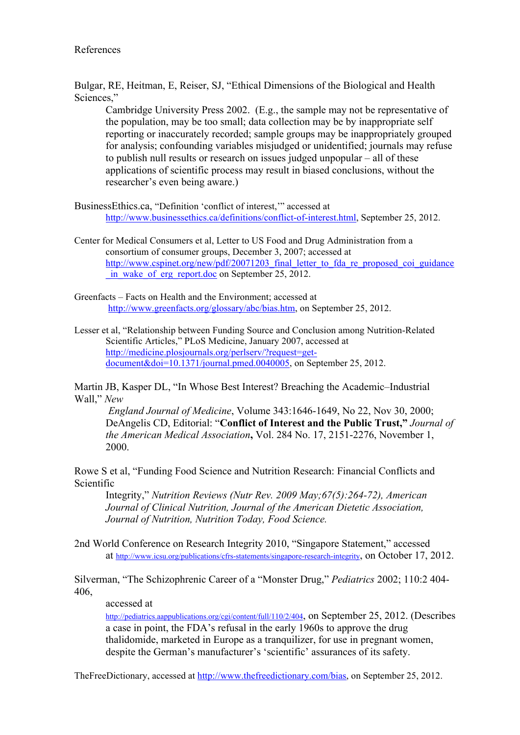References

Bulgar, RE, Heitman, E, Reiser, SJ, "Ethical Dimensions of the Biological and Health Sciences," Cambridge University Press 2002. (E.g., the sample may not be representative of the population, may be too small; data collection may be by inappropriate self reporting or inaccurately recorded; sample groups may be inappropriately grouped for analysis; confounding variables misjudged or unidentified; journals may refuse to publish null results or research on issues judged unpopular – all of these applications of scientific process may result in biased conclusions, without the researcher's even being aware.)

BusinessEthics.ca, "Definition 'conflict of interest,'" accessed at http://www.businessethics.ca/definitions/conflict-of-interest.html, September 25, 2012.

Center for Medical Consumers et al, Letter to US Food and Drug Administration from a consortium of consumer groups, December 3, 2007; accessed at http://www.cspinet.org/new/pdf/20071203_final_letter_to_fda_re_proposed_coi_guidance_in_wake_of_erg_report.doc on September 25, 2012.

Greenfacts – Facts on Health and the Environment; accessed at http://www.greenfacts.org/glossary/abc/bias.htm, on September 25, 2012.

Lesser et al, "Relationship between Funding Source and Conclusion among Nutrition-Related Scientific Articles," PLoS Medicine, January 2007, accessed at http://medicine.plosjournals.org/perlserv/?request=get-document&doi=10.1371/journal.pmed.0040005, on September 25, 2012.

Martin JB, Kasper DL, "In Whose Best Interest? Breaching the Academic–Industrial Wall," *New England Journal of Medicine*, Volume 343:1646-1649, No 22, Nov 30, 2000; DeAngelis CD, Editorial: "**Conflict of Interest and the Public Trust,"** *Journal of the American Medical Association***,** Vol. 284 No. 17, 2151-2276, November 1, 2000.

Rowe S et al, "Funding Food Science and Nutrition Research: Financial Conflicts and Scientific Integrity," *Nutrition Reviews (Nutr Rev. 2009 May;67(5):264-72), American Journal of Clinical Nutrition, Journal of the American Dietetic Association, Journal of Nutrition, Nutrition Today, Food Science.*

2nd World Conference on Research Integrity 2010, "Singapore Statement," accessed at http://www.icsu.org/publications/cfrs-statements/singapore-research-integrity, on October 17, 2012.

Silverman, "The Schizophrenic Career of a "Monster Drug," *Pediatrics* 2002; 110:2 404-406, accessed at http://pediatrics.aappublications.org/cgi/content/full/110/2/404, on September 25, 2012. (Describes a case in point, the FDA's refusal in the early 1960s to approve the drug thalidomide, marketed in Europe as a tranquilizer, for use in pregnant women, despite the German's manufacturer's 'scientific' assurances of its safety.

TheFreeDictionary, accessed at http://www.thefreedictionary.com/bias, on September 25, 2012.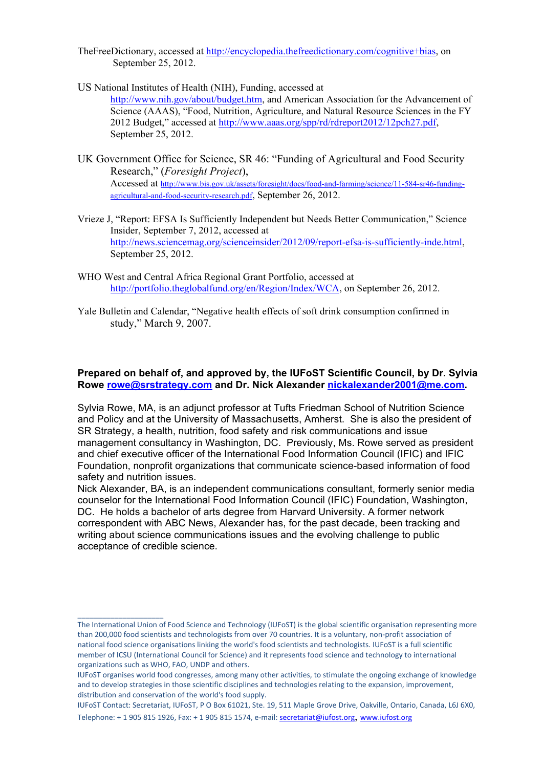TheFreeDictionary, accessed at http://encyclopedia.thefreedictionary.com/cognitive+bias, on September 25, 2012.

US National Institutes of Health (NIH), Funding, accessed at http://www.nih.gov/about/budget.htm, and American Association for the Advancement of Science (AAAS), "Food, Nutrition, Agriculture, and Natural Resource Sciences in the FY 2012 Budget," accessed at http://www.aaas.org/spp/rd/rdreport2012/12pch27.pdf, September 25, 2012.

UK Government Office for Science, SR 46: "Funding of Agricultural and Food Security Research," (*Foresight Project*), Accessed at http://www.bis.gov.uk/assets/foresight/docs/food-and-farming/science/11-584-sr46-funding-agricultural-and-food-security-research.pdf, September 26, 2012.

Vrieze J, "Report: EFSA Is Sufficiently Independent but Needs Better Communication," Science Insider, September 7, 2012, accessed at http://news.sciencemag.org/scienceinsider/2012/09/report-efsa-is-sufficiently-inde.html, September 25, 2012.

WHO West and Central Africa Regional Grant Portfolio, accessed at http://portfolio.theglobalfund.org/en/Region/Index/WCA, on September 26, 2012.

Yale Bulletin and Calendar, "Negative health effects of soft drink consumption confirmed in study," March 9, 2007.

**Prepared on behalf of, and approved by, the IUFoST Scientific Council, by Dr. Sylvia Rowe rowe@srstrategy.com and Dr. Nick Alexander nickalexander2001@me.com.**

Sylvia Rowe, MA, is an adjunct professor at Tufts Friedman School of Nutrition Science and Policy and at the University of Massachusetts, Amherst. She is also the president of SR Strategy, a health, nutrition, food safety and risk communications and issue management consultancy in Washington, DC. Previously, Ms. Rowe served as president and chief executive officer of the International Food Information Council (IFIC) and IFIC Foundation, nonprofit organizations that communicate science-based information of food safety and nutrition issues.

Nick Alexander, BA, is an independent communications consultant, formerly senior media counselor for the International Food Information Council (IFIC) Foundation, Washington, DC. He holds a bachelor of arts degree from Harvard University. A former network correspondent with ABC News, Alexander has, for the past decade, been tracking and writing about science communications issues and the evolving challenge to public acceptance of credible science.

---

The International Union of Food Science and Technology (IUFoST) is the global scientific organisation representing more than 200,000 food scientists and technologists from over 70 countries. It is a voluntary, non-profit association of national food science organisations linking the world's food scientists and technologists. IUFoST is a full scientific member of ICSU (International Council for Science) and it represents food science and technology to international organizations such as WHO, FAO, UNDP and others.

IUFoST organises world food congresses, among many other activities, to stimulate the ongoing exchange of knowledge and to develop strategies in those scientific disciplines and technologies relating to the expansion, improvement, distribution and conservation of the world's food supply.

IUFoST Contact: Secretariat, IUFoST, P O Box 61021, Ste. 19, 511 Maple Grove Drive, Oakville, Ontario, Canada, L6J 6X0, Telephone: + 1 905 815 1926, Fax: + 1 905 815 1574, e-mail: secretariat@iufost.org, www.iufost.org